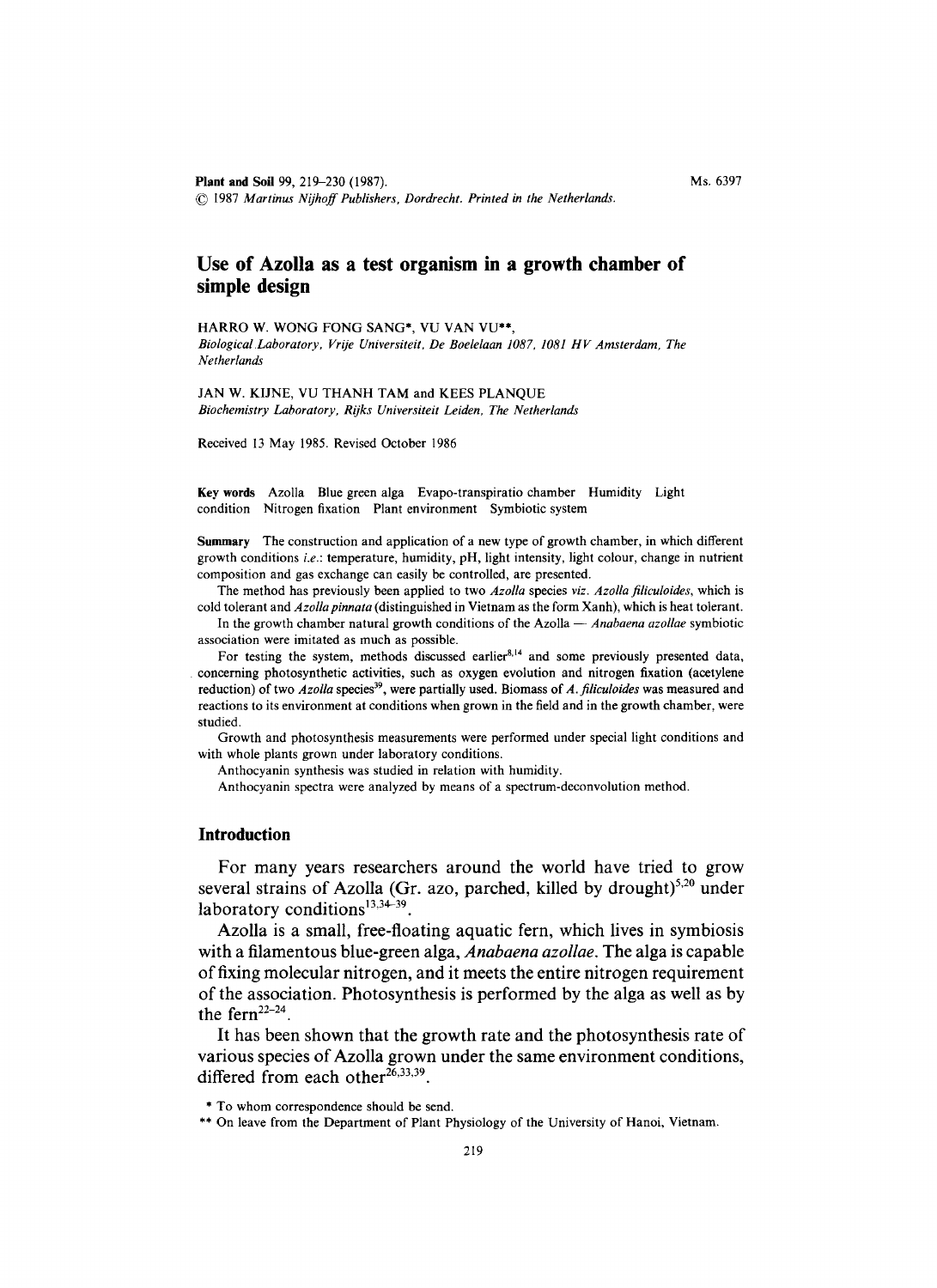Plant and Soil 99, 219–230 (1987).
© 1987 *Martinus Nijhoff Publishers, Dordrecht. Printed in the Netherlands.*

Ms. 6397

# Use of Azolla as a test organism in a growth chamber of simple design

HARRO W. WONG FONG SANG*, VU VAN VU**,
*Biological Laboratory, Vrije Universiteit, De Boelelaan 1087, 1081 HV Amsterdam, The Netherlands*

JAN W. KIJNE, VU THANH TAM and KEES PLANQUE
*Biochemistry Laboratory, Rijks Universiteit Leiden, The Netherlands*

Received 13 May 1985. Revised October 1986

**Key words** Azolla Blue green alga Evapo-transpiratio chamber Humidity Light condition Nitrogen fixation Plant environment Symbiotic system

**Summary** The construction and application of a new type of growth chamber, in which different growth conditions *i.e.*: temperature, humidity, pH, light intensity, light colour, change in nutrient composition and gas exchange can easily be controlled, are presented.

The method has previously been applied to two *Azolla* species *viz. Azolla filiculoides*, which is cold tolerant and *Azolla pinnata* (distinguished in Vietnam as the form Xanh), which is heat tolerant.

In the growth chamber natural growth conditions of the Azolla — *Anabaena azollae* symbiotic association were imitated as much as possible.

For testing the system, methods discussed earlier[8,14] and some previously presented data, concerning photosynthetic activities, such as oxygen evolution and nitrogen fixation (acetylene reduction) of two *Azolla* species[39], were partially used. Biomass of *A. filiculoides* was measured and reactions to its environment at conditions when grown in the field and in the growth chamber, were studied.

Growth and photosynthesis measurements were performed under special light conditions and with whole plants grown under laboratory conditions.

Anthocyanin synthesis was studied in relation with humidity.

Anthocyanin spectra were analyzed by means of a spectrum-deconvolution method.

## Introduction

For many years researchers around the world have tried to grow several strains of Azolla (Gr. azo, parched, killed by drought)[5,20] under laboratory conditions[13,34–39].

Azolla is a small, free-floating aquatic fern, which lives in symbiosis with a filamentous blue-green alga, *Anabaena azollae*. The alga is capable of fixing molecular nitrogen, and it meets the entire nitrogen requirement of the association. Photosynthesis is performed by the alga as well as by the fern[22–24].

It has been shown that the growth rate and the photosynthesis rate of various species of Azolla grown under the same environment conditions, differed from each other[26,33,39].

\* To whom correspondence should be send.

\*\* On leave from the Department of Plant Physiology of the University of Hanoi, Vietnam.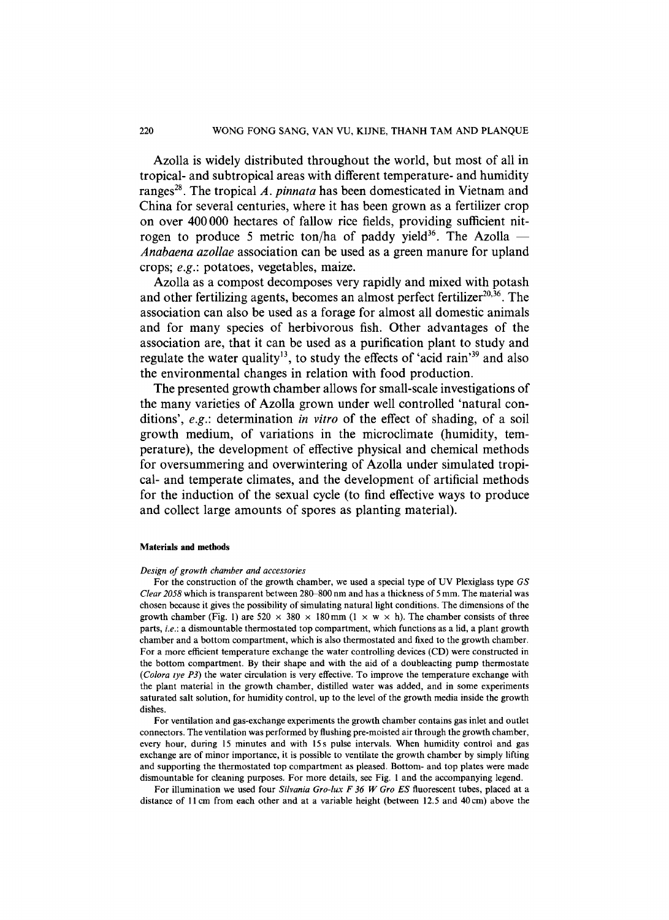Azolla is widely distributed throughout the world, but most of all in tropical- and subtropical areas with different temperature- and humidity ranges[28]. The tropical *A. pinnata* has been domesticated in Vietnam and China for several centuries, where it has been grown as a fertilizer crop on over 400 000 hectares of fallow rice fields, providing sufficient nitrogen to produce 5 metric ton/ha of paddy yield[36]. The Azolla — *Anabaena azollae* association can be used as a green manure for upland crops; *e.g.*: potatoes, vegetables, maize.

Azolla as a compost decomposes very rapidly and mixed with potash and other fertilizing agents, becomes an almost perfect fertilizer[20,36]. The association can also be used as a forage for almost all domestic animals and for many species of herbivorous fish. Other advantages of the association are, that it can be used as a purification plant to study and regulate the water quality[13], to study the effects of 'acid rain'[39] and also the environmental changes in relation with food production.

The presented growth chamber allows for small-scale investigations of the many varieties of Azolla grown under well controlled 'natural conditions', *e.g.*: determination *in vitro* of the effect of shading, of a soil growth medium, of variations in the microclimate (humidity, temperature), the development of effective physical and chemical methods for oversummering and overwintering of Azolla under simulated tropical- and temperate climates, and the development of artificial methods for the induction of the sexual cycle (to find effective ways to produce and collect large amounts of spores as planting material).

## Materials and methods

### *Design of growth chamber and accessories*

For the construction of the growth chamber, we used a special type of UV Plexiglass type *GS Clear 2058* which is transparent between 280–800 nm and has a thickness of 5 mm. The material was chosen because it gives the possibility of simulating natural light conditions. The dimensions of the growth chamber (Fig. 1) are 520 × 380 × 180 mm (l × w × h). The chamber consists of three parts, *i.e.*: a dismountable thermostated top compartment, which functions as a lid, a plant growth chamber and a bottom compartment, which is also thermostated and fixed to the growth chamber. For a more efficient temperature exchange the water controlling devices (CD) were constructed in the bottom compartment. By their shape and with the aid of a doubleacting pump thermostate (*Colora tye P3*) the water circulation is very effective. To improve the temperature exchange with the plant material in the growth chamber, distilled water was added, and in some experiments saturated salt solution, for humidity control, up to the level of the growth media inside the growth dishes.

For ventilation and gas-exchange experiments the growth chamber contains gas inlet and outlet connectors. The ventilation was performed by flushing pre-moisted air through the growth chamber, every hour, during 15 minutes and with 15 s pulse intervals. When humidity control and gas exchange are of minor importance, it is possible to ventilate the growth chamber by simply lifting and supporting the thermostated top compartment as pleased. Bottom- and top plates were made dismountable for cleaning purposes. For more details, see Fig. 1 and the accompanying legend.

For illumination we used four *Silvania Gro-lux F 36 W Gro ES* fluorescent tubes, placed at a distance of 11 cm from each other and at a variable height (between 12.5 and 40 cm) above the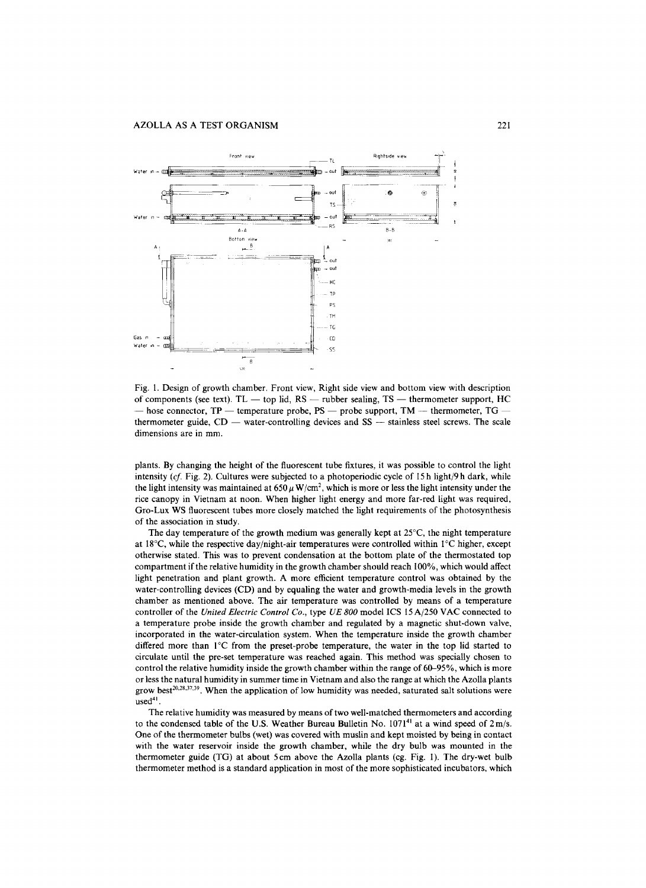Fig. 1. Design of growth chamber. Front view, Right side view and bottom view with description of components (see text). TL — top lid, RS — rubber sealing, TS — thermometer support, HC — hose connector, TP — temperature probe, PS — probe support, TM — thermometer, TG — thermometer guide, CD — water-controlling devices and SS — stainless steel screws. The scale dimensions are in mm.

plants. By changing the height of the fluorescent tube fixtures, it was possible to control the light intensity (*cf.* Fig. 2). Cultures were subjected to a photoperiodic cycle of 15 h light/9 h dark, while the light intensity was maintained at 650 $\mu$ W/cm$^2$, which is more or less the light intensity under the rice canopy in Vietnam at noon. When higher light energy and more far-red light was required, Gro-Lux WS fluorescent tubes more closely matched the light requirements of the photosynthesis of the association in study.

The day temperature of the growth medium was generally kept at 25°C, the night temperature at 18°C, while the respective day/night-air temperatures were controlled within 1°C higher, except otherwise stated. This was to prevent condensation at the bottom plate of the thermostated top compartment if the relative humidity in the growth chamber should reach 100%, which would affect light penetration and plant growth. A more efficient temperature control was obtained by the water-controlling devices (CD) and by equaling the water and growth-media levels in the growth chamber as mentioned above. The air temperature was controlled by means of a temperature controller of the *United Electric Control Co.*, type *UE 800* model ICS 15 A/250 VAC connected to a temperature probe inside the growth chamber and regulated by a magnetic shut-down valve, incorporated in the water-circulation system. When the temperature inside the growth chamber differed more than 1°C from the preset-probe temperature, the water in the top lid started to circulate until the pre-set temperature was reached again. This method was specially chosen to control the relative humidity inside the growth chamber within the range of 60–95%, which is more or less the natural humidity in summer time in Vietnam and also the range at which the Azolla plants grow best[20,28,37,39]. When the application of low humidity was needed, saturated salt solutions were used[41].

The relative humidity was measured by means of two well-matched thermometers and according to the condensed table of the U.S. Weather Bureau Bulletin No. 1071[41] at a wind speed of 2 m/s. One of the thermometer bulbs (wet) was covered with muslin and kept moisted by being in contact with the water reservoir inside the growth chamber, while the dry bulb was mounted in the thermometer guide (TG) at about 5 cm above the Azolla plants (cg. Fig. 1). The dry-wet bulb thermometer method is a standard application in most of the more sophisticated incubators, which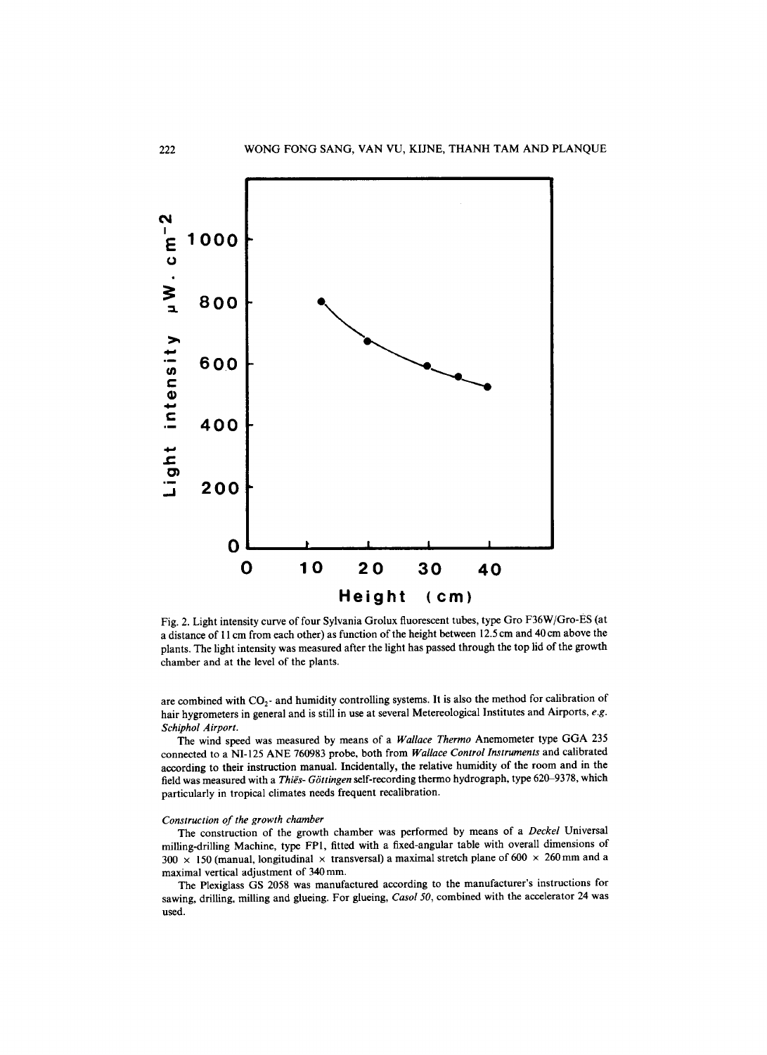Fig. 2. Light intensity curve of four Sylvania Grolux fluorescent tubes, type Gro F36W/Gro-ES (at a distance of 11 cm from each other) as function of the height between 12.5 cm and 40 cm above the plants. The light intensity was measured after the light has passed through the top lid of the growth chamber and at the level of the plants.

are combined with $CO_2$- and humidity controlling systems. It is also the method for calibration of hair hygrometers in general and is still in use at several Metereological Institutes and Airports, *e.g. Schiphol Airport*.

The wind speed was measured by means of a *Wallace Thermo* Anemometer type GGA 235 connected to a NI-125 ANE 760983 probe, both from *Wallace Control Instruments* and calibrated according to their instruction manual. Incidentally, the relative humidity of the room and in the field was measured with a *Thiës- Göttingen* self-recording thermo hydrograph, type 620–9378, which particularly in tropical climates needs frequent recalibration.

### *Construction of the growth chamber*

The construction of the growth chamber was performed by means of a *Deckel* Universal milling-drilling Machine, type FP1, fitted with a fixed-angular table with overall dimensions of 300 × 150 (manual, longitudinal × transversal) a maximal stretch plane of 600 × 260 mm and a maximal vertical adjustment of 340 mm.

The Plexiglass GS 2058 was manufactured according to the manufacturer's instructions for sawing, drilling, milling and glueing. For glueing, *Casol 50*, combined with the accelerator 24 was used.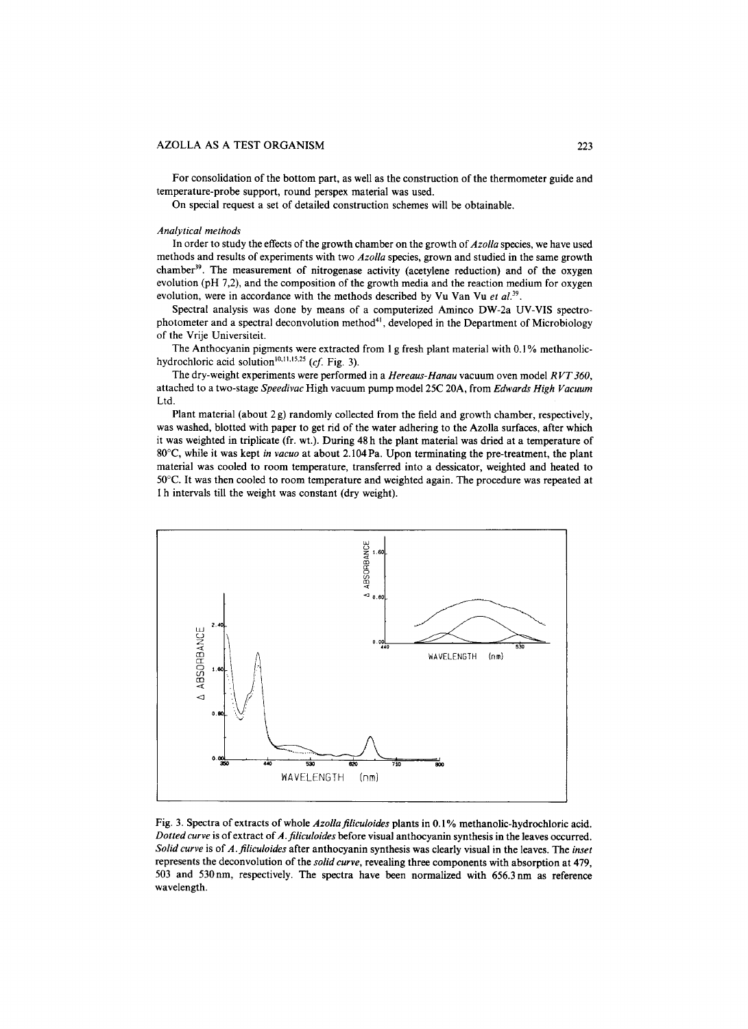For consolidation of the bottom part, as well as the construction of the thermometer guide and temperature-probe support, round perspex material was used.

On special request a set of detailed construction schemes will be obtainable.

*Analytical methods*

In order to study the effects of the growth chamber on the growth of *Azolla* species, we have used methods and results of experiments with two *Azolla* species, grown and studied in the same growth chamber[39]. The measurement of nitrogenase activity (acetylene reduction) and of the oxygen evolution (pH 7,2), and the composition of the growth media and the reaction medium for oxygen evolution, were in accordance with the methods described by Vu Van Vu *et al.*[39].

Spectral analysis was done by means of a computerized Aminco DW-2a UV-VIS spectrophotometer and a spectral deconvolution method[41], developed in the Department of Microbiology of the Vrije Universiteit.

The Anthocyanin pigments were extracted from 1 g fresh plant material with 0.1% methanolic-hydrochloric acid solution[10,11,15,25] (*cf.* Fig. 3).

The dry-weight experiments were performed in a *Hereaus-Hanau* vacuum oven model *RVT 360*, attached to a two-stage *Speedivac* High vacuum pump model 25C 20A, from *Edwards High Vacuum* Ltd.

Plant material (about 2 g) randomly collected from the field and growth chamber, respectively, was washed, blotted with paper to get rid of the water adhering to the Azolla surfaces, after which it was weighted in triplicate (fr. wt.). During 48 h the plant material was dried at a temperature of 80°C, while it was kept *in vacuo* at about 2.104 Pa. Upon terminating the pre-treatment, the plant material was cooled to room temperature, transferred into a dessicator, weighted and heated to 50°C. It was then cooled to room temperature and weighted again. The procedure was repeated at 1 h intervals till the weight was constant (dry weight).

Fig. 3. Spectra of extracts of whole *Azolla filiculoides* plants in 0.1% methanolic-hydrochloric acid. *Dotted curve* is of extract of *A. filiculoides* before visual anthocyanin synthesis in the leaves occurred. *Solid curve* is of *A. filiculoides* after anthocyanin synthesis was clearly visual in the leaves. The *inset* represents the deconvolution of the *solid curve*, revealing three components with absorption at 479, 503 and 530 nm, respectively. The spectra have been normalized with 656.3 nm as reference wavelength.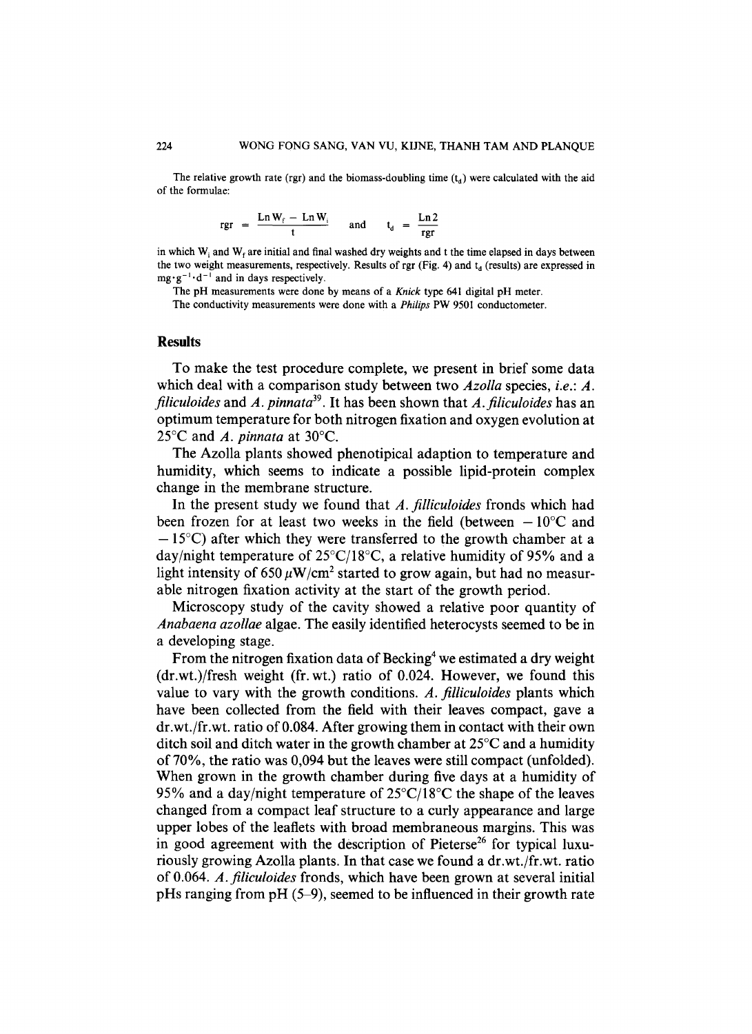The relative growth rate (rgr) and the biomass-doubling time ($t_d$) were calculated with the aid of the formulae:

$$\text{rgr} = \frac{\text{Ln}\,W_f - \text{Ln}\,W_i}{t} \quad \text{and} \quad t_d = \frac{\text{Ln}\,2}{\text{rgr}}$$

in which $W_i$ and $W_f$ are initial and final washed dry weights and t the time elapsed in days between the two weight measurements, respectively. Results of rgr (Fig. 4) and $t_d$ (results) are expressed in $mg \cdot g^{-1} \cdot d^{-1}$ and in days respectively.

The pH measurements were done by means of a *Knick* type 641 digital pH meter.

The conductivity measurements were done with a *Philips* PW 9501 conductometer.

## Results

To make the test procedure complete, we present in brief some data which deal with a comparison study between two *Azolla* species, *i.e.*: *A. filiculoides* and *A. pinnata*[39]. It has been shown that *A. filiculoides* has an optimum temperature for both nitrogen fixation and oxygen evolution at 25°C and *A. pinnata* at 30°C.

The Azolla plants showed phenotipical adaption to temperature and humidity, which seems to indicate a possible lipid-protein complex change in the membrane structure.

In the present study we found that *A. filliculoides* fronds which had been frozen for at least two weeks in the field (between −10°C and −15°C) after which they were transferred to the growth chamber at a day/night temperature of 25°C/18°C, a relative humidity of 95% and a light intensity of 650 $\mu W/cm^2$ started to grow again, but had no measurable nitrogen fixation activity at the start of the growth period.

Microscopy study of the cavity showed a relative poor quantity of *Anabaena azollae* algae. The easily identified heterocysts seemed to be in a developing stage.

From the nitrogen fixation data of Becking[4] we estimated a dry weight (dr.wt.)/fresh weight (fr. wt.) ratio of 0.024. However, we found this value to vary with the growth conditions. *A. filliculoides* plants which have been collected from the field with their leaves compact, gave a dr.wt./fr.wt. ratio of 0.084. After growing them in contact with their own ditch soil and ditch water in the growth chamber at 25°C and a humidity of 70%, the ratio was 0,094 but the leaves were still compact (unfolded). When grown in the growth chamber during five days at a humidity of 95% and a day/night temperature of 25°C/18°C the shape of the leaves changed from a compact leaf structure to a curly appearance and large upper lobes of the leaflets with broad membraneous margins. This was in good agreement with the description of Pieterse[26] for typical luxuriously growing Azolla plants. In that case we found a dr.wt./fr.wt. ratio of 0.064. *A. filiculoides* fronds, which have been grown at several initial pHs ranging from pH (5–9), seemed to be influenced in their growth rate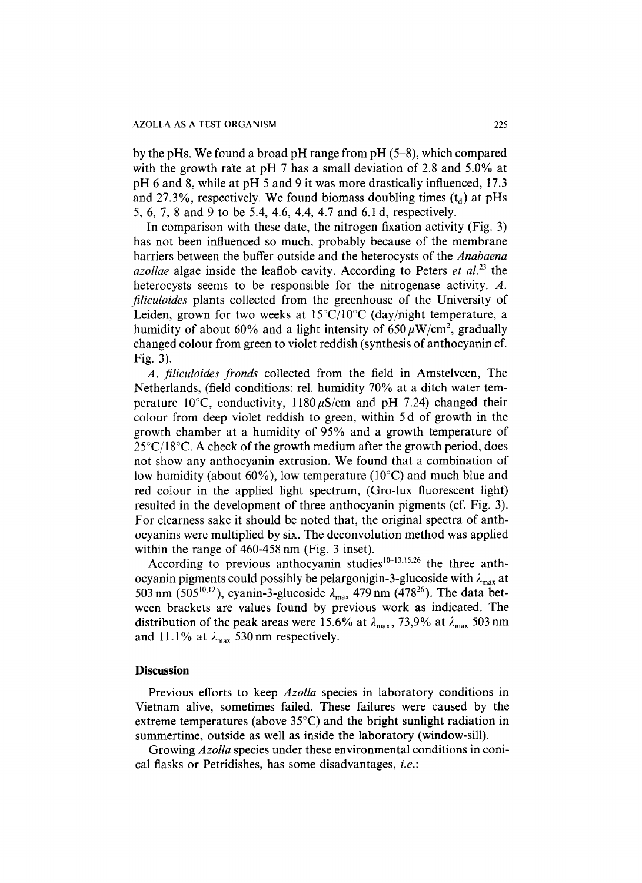by the pHs. We found a broad pH range from pH (5–8), which compared with the growth rate at pH 7 has a small deviation of 2.8 and 5.0% at pH 6 and 8, while at pH 5 and 9 it was more drastically influenced, 17.3 and 27.3%, respectively. We found biomass doubling times ($t_d$) at pHs 5, 6, 7, 8 and 9 to be 5.4, 4.6, 4.4, 4.7 and 6.1 d, respectively.

In comparison with these date, the nitrogen fixation activity (Fig. 3) has not been influenced so much, probably because of the membrane barriers between the buffer outside and the heterocysts of the *Anabaena azollae* algae inside the leaflob cavity. According to Peters *et al.*[23] the heterocysts seems to be responsible for the nitrogenase activity. *A. filiculoides* plants collected from the greenhouse of the University of Leiden, grown for two weeks at 15°C/10°C (day/night temperature, a humidity of about 60% and a light intensity of 650 $\mu$W/cm$^2$, gradually changed colour from green to violet reddish (synthesis of anthocyanin cf. Fig. 3).

*A. filiculoides fronds* collected from the field in Amstelveen, The Netherlands, (field conditions: rel. humidity 70% at a ditch water temperature 10°C, conductivity, 1180 $\mu$S/cm and pH 7.24) changed their colour from deep violet reddish to green, within 5 d of growth in the growth chamber at a humidity of 95% and a growth temperature of 25°C/18°C. A check of the growth medium after the growth period, does not show any anthocyanin extrusion. We found that a combination of low humidity (about 60%), low temperature (10°C) and much blue and red colour in the applied light spectrum, (Gro-lux fluorescent light) resulted in the development of three anthocyanin pigments (cf. Fig. 3). For clearness sake it should be noted that, the original spectra of anthocyanins were multiplied by six. The deconvolution method was applied within the range of 460-458 nm (Fig. 3 inset).

According to previous anthocyanin studies[10–13,15,26] the three anthocyanin pigments could possibly be pelargonigin-3-glucoside with $\lambda_{max}$ at 503 nm (505[10,12]), cyanin-3-glucoside $\lambda_{max}$ 479 nm (478[26]). The data between brackets are values found by previous work as indicated. The distribution of the peak areas were 15.6% at $\lambda_{max}$, 73,9% at $\lambda_{max}$ 503 nm and 11.1% at $\lambda_{max}$ 530 nm respectively.

## Discussion

Previous efforts to keep *Azolla* species in laboratory conditions in Vietnam alive, sometimes failed. These failures were caused by the extreme temperatures (above 35°C) and the bright sunlight radiation in summertime, outside as well as inside the laboratory (window-sill).

Growing *Azolla* species under these environmental conditions in conical flasks or Petridishes, has some disadvantages, *i.e.*: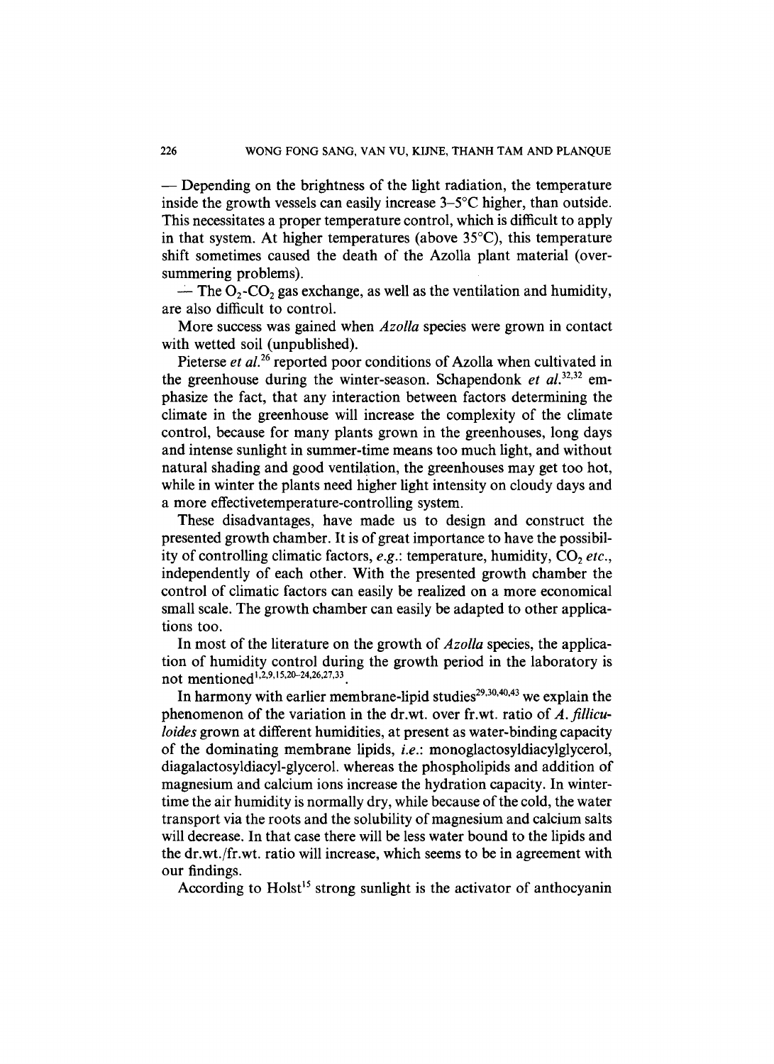— Depending on the brightness of the light radiation, the temperature inside the growth vessels can easily increase 3–5°C higher, than outside. This necessitates a proper temperature control, which is difficult to apply in that system. At higher temperatures (above 35°C), this temperature shift sometimes caused the death of the Azolla plant material (oversummering problems).

— The $O_2$-$CO_2$ gas exchange, as well as the ventilation and humidity, are also difficult to control.

More success was gained when *Azolla* species were grown in contact with wetted soil (unpublished).

Pieterse *et al.*[26] reported poor conditions of Azolla when cultivated in the greenhouse during the winter-season. Schapendonk *et al.*[32,32] emphasize the fact, that any interaction between factors determining the climate in the greenhouse will increase the complexity of the climate control, because for many plants grown in the greenhouses, long days and intense sunlight in summer-time means too much light, and without natural shading and good ventilation, the greenhouses may get too hot, while in winter the plants need higher light intensity on cloudy days and a more effectivetemperature-controlling system.

These disadvantages, have made us to design and construct the presented growth chamber. It is of great importance to have the possibility of controlling climatic factors, *e.g.*: temperature, humidity, $CO_2$ *etc.*, independently of each other. With the presented growth chamber the control of climatic factors can easily be realized on a more economical small scale. The growth chamber can easily be adapted to other applications too.

In most of the literature on the growth of *Azolla* species, the application of humidity control during the growth period in the laboratory is not mentioned[1,2,9,15,20–24,26,27,33].

In harmony with earlier membrane-lipid studies[29,30,40,43] we explain the phenomenon of the variation in the dr.wt. over fr.wt. ratio of *A. fillicu-loides* grown at different humidities, at present as water-binding capacity of the dominating membrane lipids, *i.e.*: monoglactosyldiacylglycerol, diagalactosyldiacyl-glycerol. whereas the phospholipids and addition of magnesium and calcium ions increase the hydration capacity. In winter-time the air humidity is normally dry, while because of the cold, the water transport via the roots and the solubility of magnesium and calcium salts will decrease. In that case there will be less water bound to the lipids and the dr.wt./fr.wt. ratio will increase, which seems to be in agreement with our findings.

According to Holst[15] strong sunlight is the activator of anthocyanin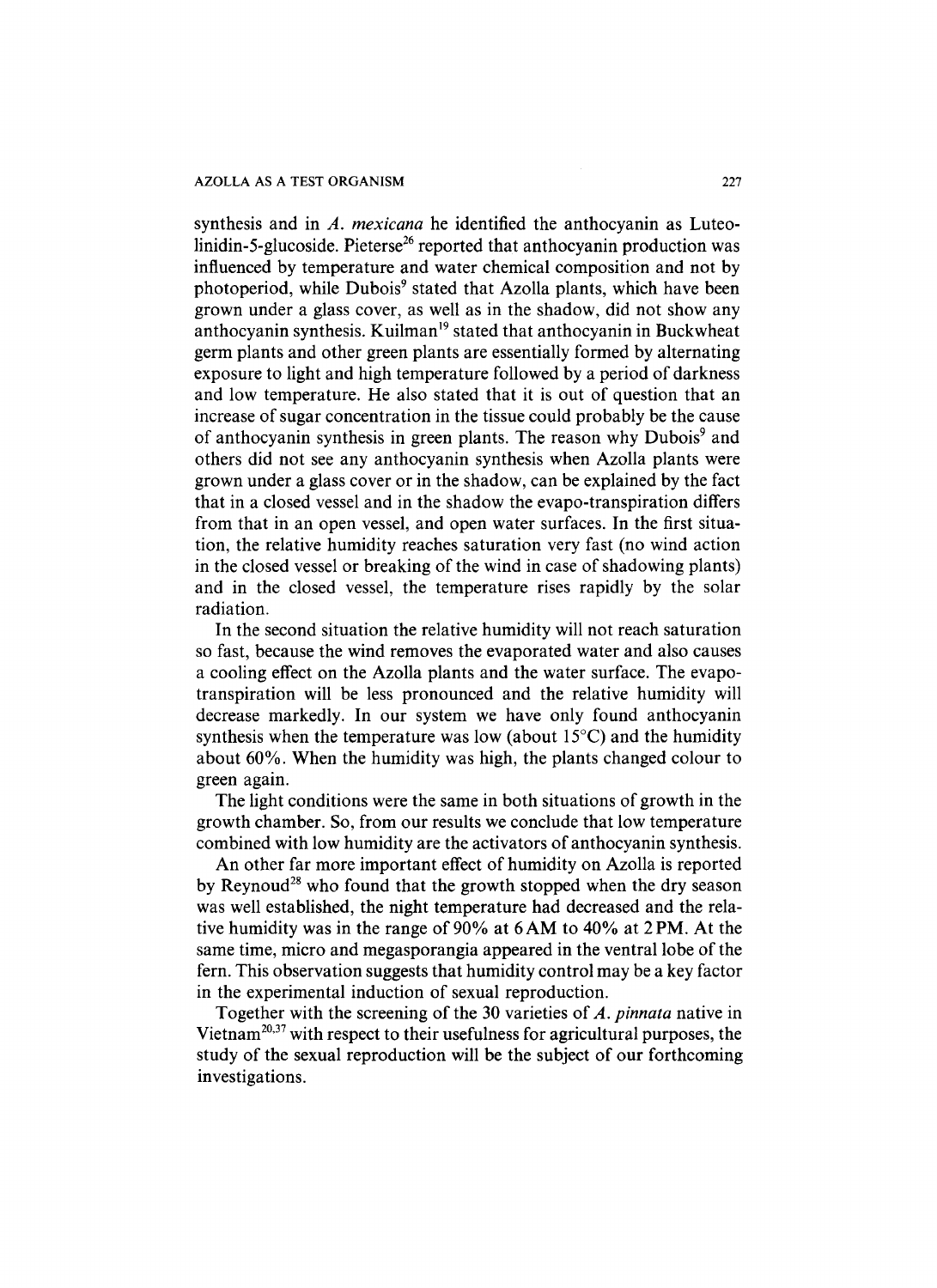synthesis and in *A. mexicana* he identified the anthocyanin as Luteolinidin-5-glucoside. Pieterse[26] reported that anthocyanin production was influenced by temperature and water chemical composition and not by photoperiod, while Dubois[9] stated that Azolla plants, which have been grown under a glass cover, as well as in the shadow, did not show any anthocyanin synthesis. Kuilman[19] stated that anthocyanin in Buckwheat germ plants and other green plants are essentially formed by alternating exposure to light and high temperature followed by a period of darkness and low temperature. He also stated that it is out of question that an increase of sugar concentration in the tissue could probably be the cause of anthocyanin synthesis in green plants. The reason why Dubois[9] and others did not see any anthocyanin synthesis when Azolla plants were grown under a glass cover or in the shadow, can be explained by the fact that in a closed vessel and in the shadow the evapo-transpiration differs from that in an open vessel, and open water surfaces. In the first situation, the relative humidity reaches saturation very fast (no wind action in the closed vessel or breaking of the wind in case of shadowing plants) and in the closed vessel, the temperature rises rapidly by the solar radiation.

In the second situation the relative humidity will not reach saturation so fast, because the wind removes the evaporated water and also causes a cooling effect on the Azolla plants and the water surface. The evapo-transpiration will be less pronounced and the relative humidity will decrease markedly. In our system we have only found anthocyanin synthesis when the temperature was low (about 15°C) and the humidity about 60%. When the humidity was high, the plants changed colour to green again.

The light conditions were the same in both situations of growth in the growth chamber. So, from our results we conclude that low temperature combined with low humidity are the activators of anthocyanin synthesis.

An other far more important effect of humidity on Azolla is reported by Reynoud[28] who found that the growth stopped when the dry season was well established, the night temperature had decreased and the relative humidity was in the range of 90% at 6 AM to 40% at 2 PM. At the same time, micro and megasporangia appeared in the ventral lobe of the fern. This observation suggests that humidity control may be a key factor in the experimental induction of sexual reproduction.

Together with the screening of the 30 varieties of *A. pinnata* native in Vietnam[20,37] with respect to their usefulness for agricultural purposes, the study of the sexual reproduction will be the subject of our forthcoming investigations.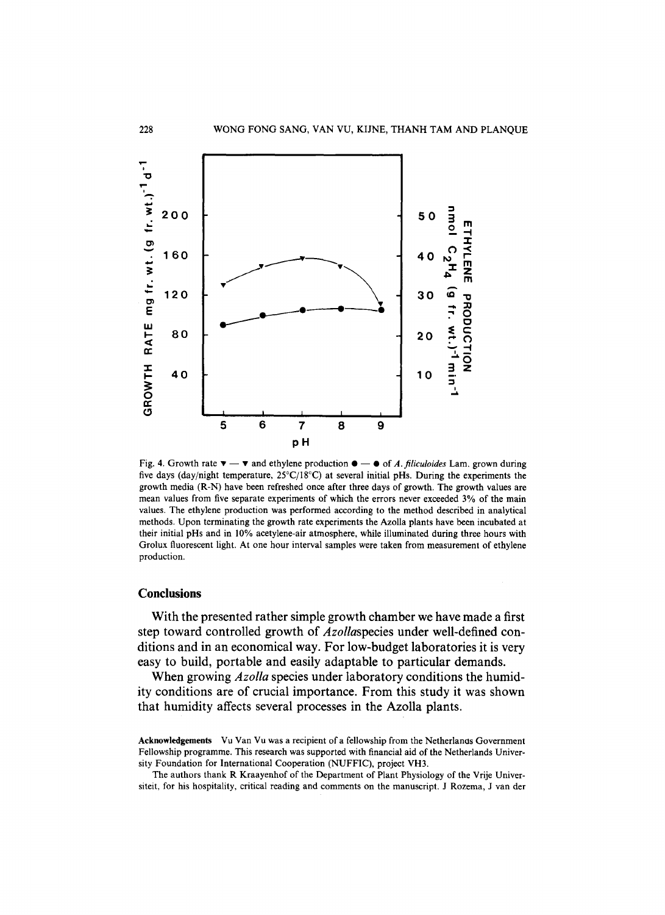Fig. 4. Growth rate ▼ — ▼ and ethylene production ● — ● of *A. filiculoides* Lam. grown during five days (day/night temperature, 25°C/18°C) at several initial pHs. During the experiments the growth media (R-N) have been refreshed once after three days of growth. The growth values are mean values from five separate experiments of which the errors never exceeded 3% of the main values. The ethylene production was performed according to the method described in analytical methods. Upon terminating the growth rate experiments the Azolla plants have been incubated at their initial pHs and in 10% acetylene-air atmosphere, while illuminated during three hours with Grolux fluorescent light. At one hour interval samples were taken from measurement of ethylene production.

## Conclusions

With the presented rather simple growth chamber we have made a first step toward controlled growth of *Azolla*species under well-defined conditions and in an economical way. For low-budget laboratories it is very easy to build, portable and easily adaptable to particular demands.

When growing *Azolla* species under laboratory conditions the humidity conditions are of crucial importance. From this study it was shown that humidity affects several processes in the Azolla plants.

**Acknowledgements** Vu Van Vu was a recipient of a fellowship from the Netherlands Government Fellowship programme. This research was supported with financial aid of the Netherlands University Foundation for International Cooperation (NUFFIC), project VH3.

The authors thank R Kraayenhof of the Department of Plant Physiology of the Vrije Universiteit, for his hospitality, critical reading and comments on the manuscript. J Rozema, J van der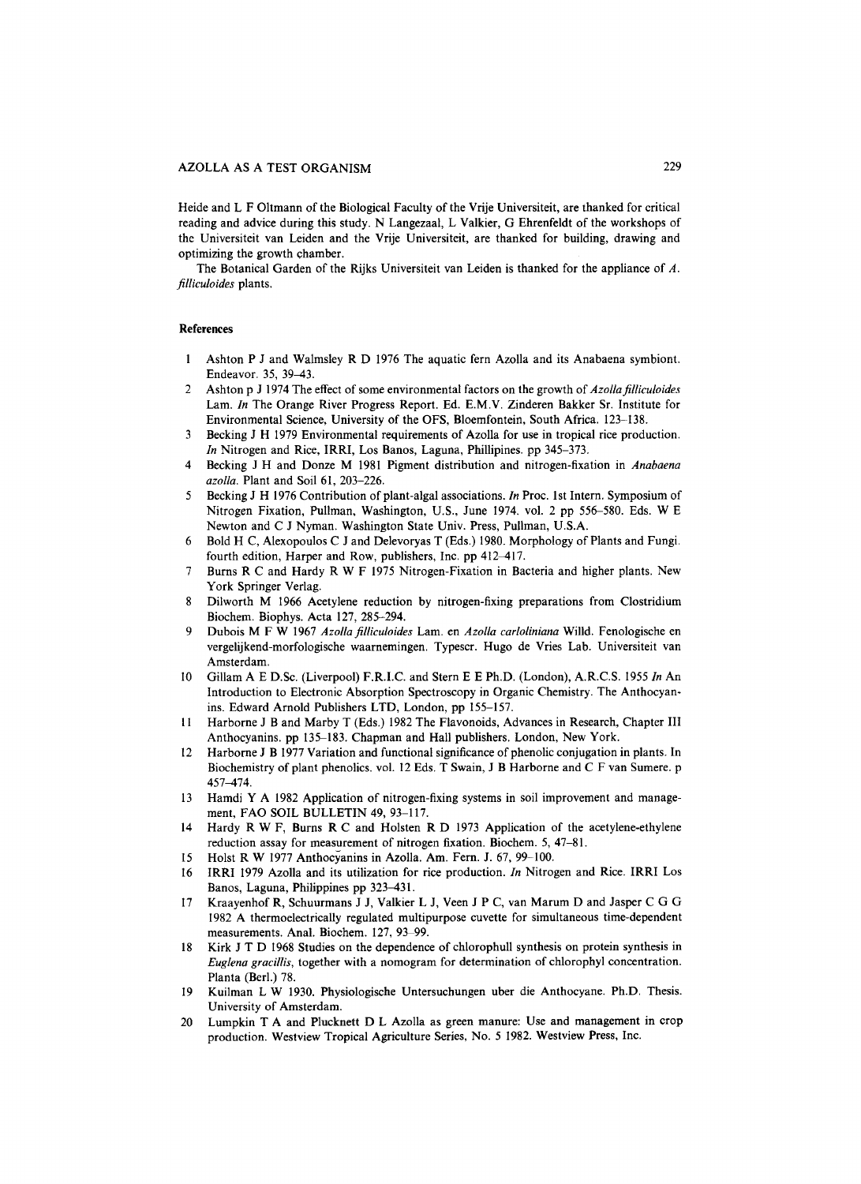Heide and L F Oltmann of the Biological Faculty of the Vrije Universiteit, are thanked for critical reading and advice during this study. N Langezaal, L Valkier, G Ehrenfeldt of the workshops of the Universiteit van Leiden and the Vrije Universiteit, are thanked for building, drawing and optimizing the growth chamber.

The Botanical Garden of the Rijks Universiteit van Leiden is thanked for the appliance of *A. fillicuioides* plants.

## References

1. Ashton P J and Walmsley R D 1976 The aquatic fern Azolla and its Anabaena symbiont. Endeavor. 35, 39–43.
2. Ashton p J 1974 The effect of some environmental factors on the growth of *Azolla fillicuioides* Lam. *In* The Orange River Progress Report. Ed. E.M.V. Zinderen Bakker Sr. Institute for Environmental Science, University of the OFS, Bloemfontein, South Africa. 123–138.
3. Becking J H 1979 Environmental requirements of Azolla for use in tropical rice production. *In* Nitrogen and Rice, IRRI, Los Banos, Laguna, Phillipines. pp 345–373.
4. Becking J H and Donze M 1981 Pigment distribution and nitrogen-fixation in *Anabaena azolla*. Plant and Soil 61, 203–226.
5. Becking J H 1976 Contribution of plant-algal associations. *In* Proc. 1st Intern. Symposium of Nitrogen Fixation, Pullman, Washington, U.S., June 1974. vol. 2 pp 556–580. Eds. W E Newton and C J Nyman. Washington State Univ. Press, Pullman, U.S.A.
6. Bold H C, Alexopoulos C J and Delevoryas T (Eds.) 1980. Morphology of Plants and Fungi. fourth edition, Harper and Row, publishers, Inc. pp 412–417.
7. Burns R C and Hardy R W F 1975 Nitrogen-Fixation in Bacteria and higher plants. New York Springer Verlag.
8. Dilworth M 1966 Acetylene reduction by nitrogen-fixing preparations from Clostridium Biochem. Biophys. Acta 127, 285–294.
9. Dubois M F W 1967 *Azolla fillicuioides* Lam. en *Azolla carloliniana* Willd. Fenologische en vergelijkend-morfologische waarnemingen. Typescr. Hugo de Vries Lab. Universiteit van Amsterdam.
10. Gillam A E D.Sc. (Liverpool) F.R.I.C. and Stern E E Ph.D. (London), A.R.C.S. 1955 *In* An Introduction to Electronic Absorption Spectroscopy in Organic Chemistry. The Anthocyanins. Edward Arnold Publishers LTD, London, pp 155–157.
11. Harborne J B and Marby T (Eds.) 1982 The Flavonoids, Advances in Research, Chapter III Anthocyanins. pp 135–183. Chapman and Hall publishers. London, New York.
12. Harborne J B 1977 Variation and functional significance of phenolic conjugation in plants. In Biochemistry of plant phenolics. vol. 12 Eds. T Swain, J B Harborne and C F van Sumere. p 457–474.
13. Hamdi Y A 1982 Application of nitrogen-fixing systems in soil improvement and management, FAO SOIL BULLETIN 49, 93–117.
14. Hardy R W F, Burns R C and Holsten R D 1973 Application of the acetylene-ethylene reduction assay for measurement of nitrogen fixation. Biochem. 5, 47–81.
15. Holst R W 1977 Anthocyanins in Azolla. Am. Fern. J. 67, 99–100.
16. IRRI 1979 Azolla and its utilization for rice production. *In* Nitrogen and Rice. IRRI Los Banos, Laguna, Philippines pp 323–431.
17. Kraayenhof R, Schuurmans J J, Valkier L J, Veen J P C, van Marum D and Jasper C G G 1982 A thermoelectrically regulated multipurpose cuvette for simultaneous time-dependent measurements. Anal. Biochem. 127, 93–99.
18. Kirk J T D 1968 Studies on the dependence of chlorophull synthesis on protein synthesis in *Euglena gracillis*, together with a nomogram for determination of chlorophyl concentration. Planta (Berl.) 78.
19. Kuilman L W 1930. Physiologische Untersuchungen uber die Anthocyane. Ph.D. Thesis. University of Amsterdam.
20. Lumpkin T A and Plucknett D L Azolla as green manure: Use and management in crop production. Westview Tropical Agriculture Series, No. 5 1982. Westview Press, Inc.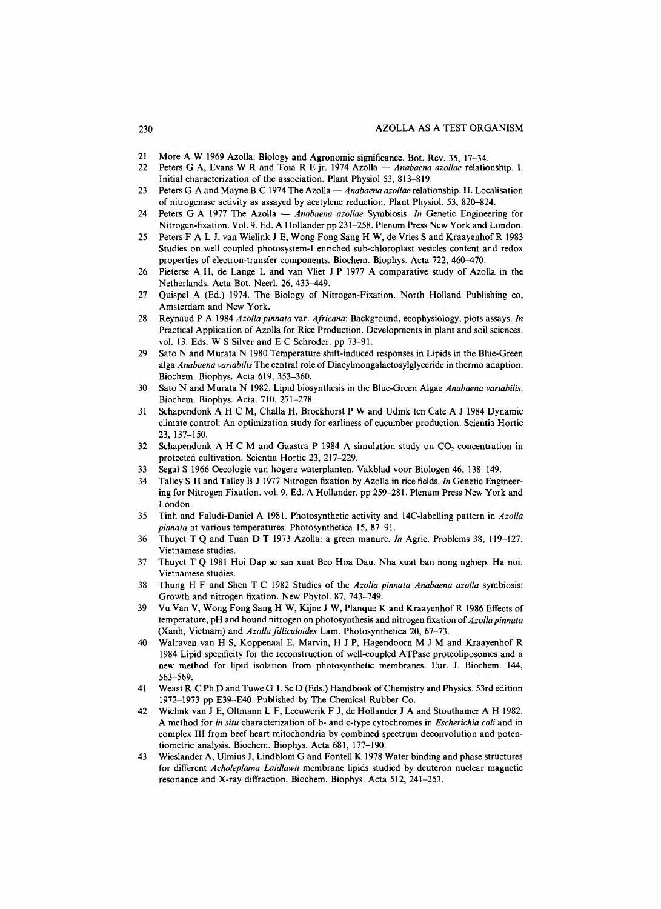21 More A W 1969 Azolla: Biology and Agronomic significance. Bot. Rev. 35, 17–34.

22 Peters G A, Evans W R and Toia R E jr. 1974 Azolla — *Anabaena azollae* relationship. I. Initial characterization of the association. Plant Physiol 53, 813–819.

23 Peters G A and Mayne B C 1974 The Azolla — *Anabaena azollae* relationship. II. Localisation of nitrogenase activity as assayed by acetylene reduction. Plant Physiol. 53, 820–824.

24 Peters G A 1977 The Azolla — *Anabaena azollae* Symbiosis. *In* Genetic Engineering for Nitrogen-fixation. Vol. 9. Ed. A Hollander pp 231–258. Plenum Press New York and London.

25 Peters F A L J, van Wielink J E, Wong Fong Sang H W, de Vries S and Kraayenhof R 1983 Studies on well coupled photosystem-I enriched sub-chloroplast vesicles content and redox properties of electron-transfer components. Biochem. Biophys. Acta 722, 460–470.

26 Pieterse A H, de Lange L and van Vliet J P 1977 A comparative study of Azolla in the Netherlands. Acta Bot. Neerl. 26, 433–449.

27 Quispel A (Ed.) 1974. The Biology of Nitrogen-Fixation. North Holland Publishing co, Amsterdam and New York.

28 Reynaud P A 1984 *Azolla pinnata* var. *Africana*: Background, ecophysiology, plots assays. *In* Practical Application of Azolla for Rice Production. Developments in plant and soil sciences. vol. 13. Eds. W S Silver and E C Schroder. pp 73–91.

29 Sato N and Murata N 1980 Temperature shift-induced responses in Lipids in the Blue-Green alga *Anabaena variabilis* The central role of Diacylmongalactosylglyceride in thermo adaption. Biochem. Biophys. Acta 619, 353–360.

30 Sato N and Murata N 1982. Lipid biosynthesis in the Blue-Green Algae *Anabaena variabilis*. Biochem. Biophys. Acta. 710, 271–278.

31 Schapendonk A H C M, Challa H, Broekhorst P W and Udink ten Cate A J 1984 Dynamic climate control: An optimization study for earliness of cucumber production. Scientia Hortic 23, 137–150.

32 Schapendonk A H C M and Gaastra P 1984 A simulation study on $CO_2$ concentration in protected cultivation. Scientia Hortic 23, 217–229.

33 Segal S 1966 Oecologie van hogere waterplanten. Vakblad voor Biologen 46, 138–149.

34 Talley S H and Talley B J 1977 Nitrogen fixation by Azolla in rice fields. *In* Genetic Engineering for Nitrogen Fixation. vol. 9. Ed. A Hollander. pp 259–281. Plenum Press New York and London.

35 Tinh and Faludi-Daniel A 1981. Photosynthetic activity and 14C-labelling pattern in *Azolla pinnata* at various temperatures. Photosynthetica 15, 87–91.

36 Thuyet T Q and Tuan D T 1973 Azolla: a green manure. *In* Agric. Problems 38, 119–127. Vietnamese studies.

37 Thuyet T Q 1981 Hoi Dap se san xuat Beo Hoa Dau. Nha xuat ban nong nghiep. Ha noi. Vietnamese studies.

38 Thung H F and Shen T C 1982 Studies of the *Azolla pinnata Anabaena azolla* symbiosis: Growth and nitrogen fixation. New Phytol. 87, 743–749.

39 Vu Van V, Wong Fong Sang H W, Kijne J W, Planque K and Kraayenhof R 1986 Effects of temperature, pH and bound nitrogen on photosynthesis and nitrogen fixation of *Azolla pinnata* (Xanh, Vietnam) and *Azolla filliculoides* Lam. Photosynthetica 20, 67–73.

40 Walraven van H S, Koppenaal E, Marvin, H J P, Hagendoorn M J M and Kraayenhof R 1984 Lipid specificity for the reconstruction of well-coupled ATPase proteoliposomes and a new method for lipid isolation from photosynthetic membranes. Eur. J. Biochem. 144, 563–569.

41 Weast R C Ph D and Tuwe G L Sc D (Eds.) Handbook of Chemistry and Physics. 53rd edition 1972–1973 pp E39–E40. Published by The Chemical Rubber Co.

42 Wielink van J E, Oltmann L F, Leeuwerik F J, de Hollander J A and Stouthamer A H 1982. A method for *in situ* characterization of b- and c-type cytochromes in *Escherichia coli* and in complex III from beef heart mitochondria by combined spectrum deconvolution and potentiometric analysis. Biochem. Biophys. Acta 681, 177–190.

43 Wieslander A, Ulmius J, Lindblom G and Fontell K 1978 Water binding and phase structures for different *Acholeplama Laidlawii* membrane lipids studied by deuteron nuclear magnetic resonance and X-ray diffraction. Biochem. Biophys. Acta 512, 241–253.